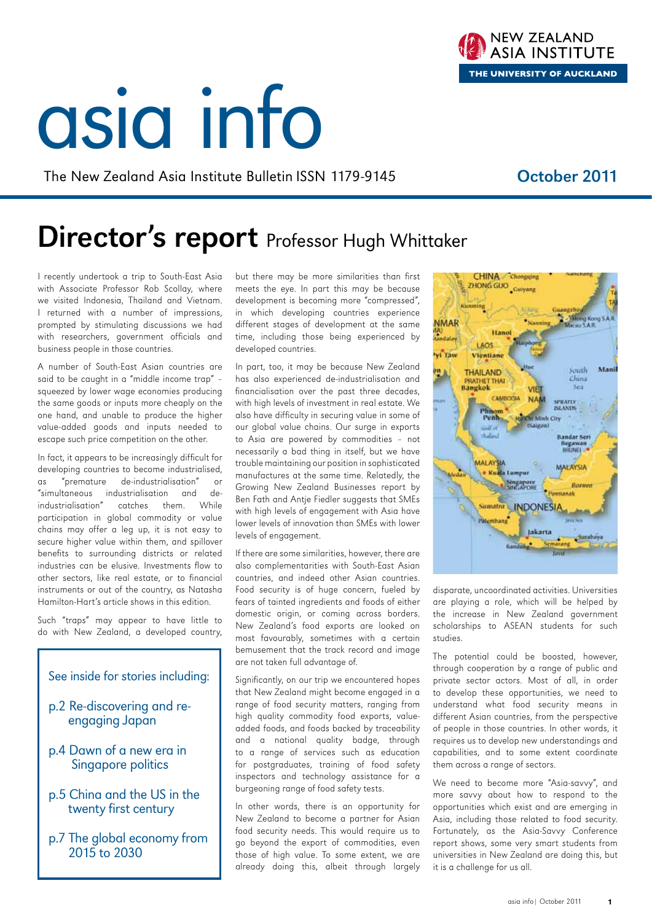# asia info

The New Zealand Asia Institute Bulletin ISSN 1179-9145

October 2011

NEW ZEALAND ASIA INSTITUTE
THE UNIVERSITY OF AUCKLAND

## Director's report Professor Hugh Whittaker

I recently undertook a trip to South-East Asia with Associate Professor Rob Scollay, where we visited Indonesia, Thailand and Vietnam. I returned with a number of impressions, prompted by stimulating discussions we had with researchers, government officials and business people in those countries.

A number of South-East Asian countries are said to be caught in a "middle income trap" – squeezed by lower wage economies producing the same goods or inputs more cheaply on the one hand, and unable to produce the higher value-added goods and inputs needed to escape such price competition on the other.

In fact, it appears to be increasingly difficult for developing countries to become industrialised, as "premature de-industrialisation" or "simultaneous industrialisation and de-industrialisation" catches them. While participation in global commodity or value chains may offer a leg up, it is not easy to secure higher value within them, and spillover benefits to surrounding districts or related industries can be elusive. Investments flow to other sectors, like real estate, or to financial instruments or out of the country, as Natasha Hamilton-Hart's article shows in this edition.

Such "traps" may appear to have little to do with New Zealand, a developed country, but there may be more similarities than first meets the eye. In part this may be because development is becoming more "compressed", in which developing countries experience different stages of development at the same time, including those being experienced by developed countries.

In part, too, it may be because New Zealand has also experienced de-industrialisation and financialisation over the past three decades, with high levels of investment in real estate. We also have difficulty in securing value in some of our global value chains. Our surge in exports to Asia are powered by commodities – not necessarily a bad thing in itself, but we have trouble maintaining our position in sophisticated manufactures at the same time. Relatedly, the Growing New Zealand Businesses report by Ben Fath and Antje Fiedler suggests that SMEs with high levels of engagement with Asia have lower levels of innovation than SMEs with lower levels of engagement.

If there are some similarities, however, there are also complementarities with South-East Asian countries, and indeed other Asian countries. Food security is of huge concern, fueled by fears of tainted ingredients and foods of either domestic origin, or coming across borders. New Zealand's food exports are looked on most favourably, sometimes with a certain bemusement that the track record and image are not taken full advantage of.

Significantly, on our trip we encountered hopes that New Zealand might become engaged in a range of food security matters, ranging from high quality commodity food exports, value-added foods, and foods backed by traceability and a national quality badge, through to a range of services such as education for postgraduates, training of food safety inspectors and technology assistance for a burgeoning range of food safety tests.

In other words, there is an opportunity for New Zealand to become a partner for Asian food security needs. This would require us to go beyond the export of commodities, even those of high value. To some extent, we are already doing this, albeit through largely disparate, uncoordinated activities. Universities are playing a role, which will be helped by the increase in New Zealand government scholarships to ASEAN students for such studies.

The potential could be boosted, however, through cooperation by a range of public and private sector actors. Most of all, in order to develop these opportunities, we need to understand what food security means in different Asian countries, from the perspective of people in those countries. In other words, it requires us to develop new understandings and capabilities, and to some extent coordinate them across a range of sectors.

We need to become more "Asia-savvy", and more savvy about how to respond to the opportunities which exist and are emerging in Asia, including those related to food security. Fortunately, as the Asia-Savvy Conference report shows, some very smart students from universities in New Zealand are doing this, but it is a challenge for us all.

---

**See inside for stories including:**

- p.2 Re-discovering and re-engaging Japan
- p.4 Dawn of a new era in Singapore politics
- p.5 China and the US in the twenty first century
- p.7 The global economy from 2015 to 2030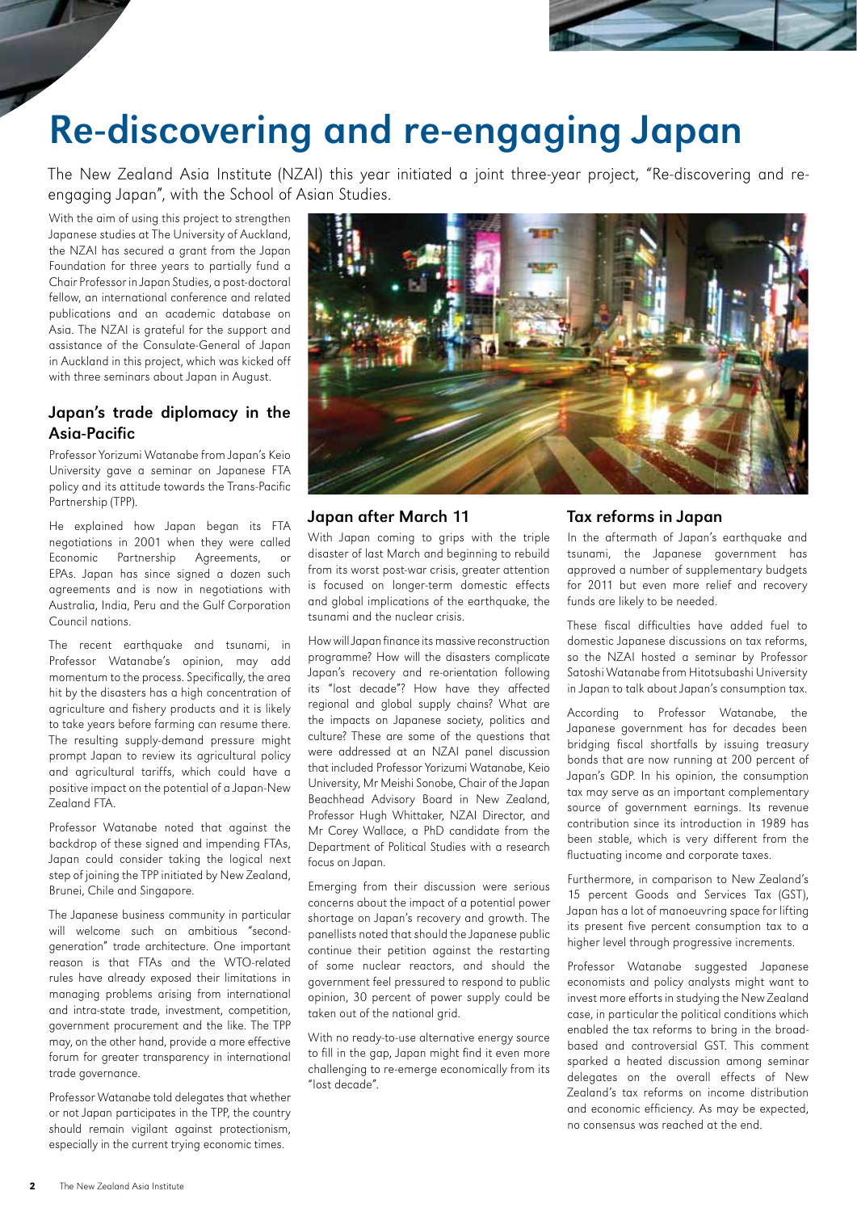# Re-discovering and re-engaging Japan

The New Zealand Asia Institute (NZAI) this year initiated a joint three-year project, "Re-discovering and re-engaging Japan", with the School of Asian Studies.

With the aim of using this project to strengthen Japanese studies at The University of Auckland, the NZAI has secured a grant from the Japan Foundation for three years to partially fund a Chair Professor in Japan Studies, a post-doctoral fellow, an international conference and related publications and an academic database on Asia. The NZAI is grateful for the support and assistance of the Consulate-General of Japan in Auckland in this project, which was kicked off with three seminars about Japan in August.

## Japan's trade diplomacy in the Asia-Pacific

Professor Yorizumi Watanabe from Japan's Keio University gave a seminar on Japanese FTA policy and its attitude towards the Trans-Pacific Partnership (TPP).

He explained how Japan began its FTA negotiations in 2001 when they were called Economic Partnership Agreements, or EPAs. Japan has since signed a dozen such agreements and is now in negotiations with Australia, India, Peru and the Gulf Corporation Council nations.

The recent earthquake and tsunami, in Professor Watanabe's opinion, may add momentum to the process. Specifically, the area hit by the disasters has a high concentration of agriculture and fishery products and it is likely to take years before farming can resume there. The resulting supply-demand pressure might prompt Japan to review its agricultural policy and agricultural tariffs, which could have a positive impact on the potential of a Japan-New Zealand FTA.

Professor Watanabe noted that against the backdrop of these signed and impending FTAs, Japan could consider taking the logical next step of joining the TPP initiated by New Zealand, Brunei, Chile and Singapore.

The Japanese business community in particular will welcome such an ambitious "second-generation" trade architecture. One important reason is that FTAs and the WTO-related rules have already exposed their limitations in managing problems arising from international and intra-state trade, investment, competition, government procurement and the like. The TPP may, on the other hand, provide a more effective forum for greater transparency in international trade governance.

Professor Watanabe told delegates that whether or not Japan participates in the TPP, the country should remain vigilant against protectionism, especially in the current trying economic times.

## Japan after March 11

With Japan coming to grips with the triple disaster of last March and beginning to rebuild from its worst post-war crisis, greater attention is focused on longer-term domestic effects and global implications of the earthquake, the tsunami and the nuclear crisis.

How will Japan finance its massive reconstruction programme? How will the disasters complicate Japan's recovery and re-orientation following its "lost decade"? How have they affected regional and global supply chains? What are the impacts on Japanese society, politics and culture? These are some of the questions that were addressed at an NZAI panel discussion that included Professor Yorizumi Watanabe, Keio University, Mr Meishi Sonobe, Chair of the Japan Beachhead Advisory Board in New Zealand, Professor Hugh Whittaker, NZAI Director, and Mr Corey Wallace, a PhD candidate from the Department of Political Studies with a research focus on Japan.

Emerging from their discussion were serious concerns about the impact of a potential power shortage on Japan's recovery and growth. The panellists noted that should the Japanese public continue their petition against the restarting of some nuclear reactors, and should the government feel pressured to respond to public opinion, 30 percent of power supply could be taken out of the national grid.

With no ready-to-use alternative energy source to fill in the gap, Japan might find it even more challenging to re-emerge economically from its "lost decade".

## Tax reforms in Japan

In the aftermath of Japan's earthquake and tsunami, the Japanese government has approved a number of supplementary budgets for 2011 but even more relief and recovery funds are likely to be needed.

These fiscal difficulties have added fuel to domestic Japanese discussions on tax reforms, so the NZAI hosted a seminar by Professor Satoshi Watanabe from Hitotsubashi University in Japan to talk about Japan's consumption tax.

According to Professor Watanabe, the Japanese government has for decades been bridging fiscal shortfalls by issuing treasury bonds that are now running at 200 percent of Japan's GDP. In his opinion, the consumption tax may serve as an important complementary source of government earnings. Its revenue contribution since its introduction in 1989 has been stable, which is very different from the fluctuating income and corporate taxes.

Furthermore, in comparison to New Zealand's 15 percent Goods and Services Tax (GST), Japan has a lot of manoeuvring space for lifting its present five percent consumption tax to a higher level through progressive increments.

Professor Watanabe suggested Japanese economists and policy analysts might want to invest more efforts in studying the New Zealand case, in particular the political conditions which enabled the tax reforms to bring in the broad-based and controversial GST. This comment sparked a heated discussion among seminar delegates on the overall effects of New Zealand's tax reforms on income distribution and economic efficiency. As may be expected, no consensus was reached at the end.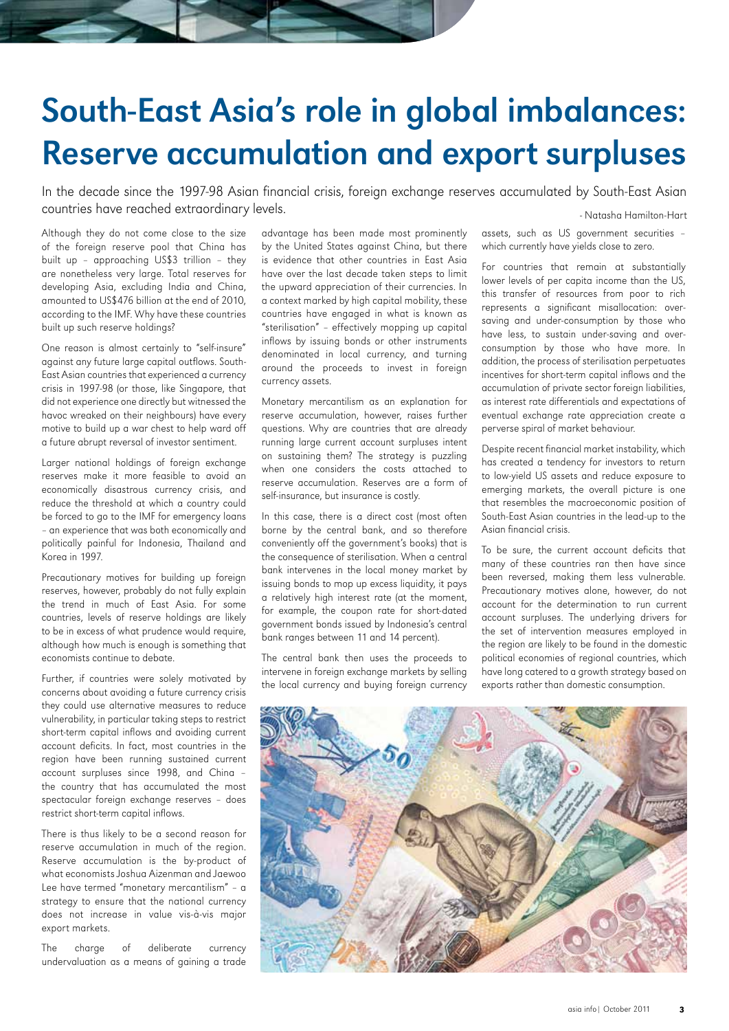# South-East Asia's role in global imbalances: Reserve accumulation and export surpluses

In the decade since the 1997-98 Asian financial crisis, foreign exchange reserves accumulated by South-East Asian countries have reached extraordinary levels.

- Natasha Hamilton-Hart

Although they do not come close to the size of the foreign reserve pool that China has built up – approaching US$3 trillion – they are nonetheless very large. Total reserves for developing Asia, excluding India and China, amounted to US$476 billion at the end of 2010, according to the IMF. Why have these countries built up such reserve holdings?

One reason is almost certainly to "self-insure" against any future large capital outflows. South-East Asian countries that experienced a currency crisis in 1997-98 (or those, like Singapore, that did not experience one directly but witnessed the havoc wreaked on their neighbours) have every motive to build up a war chest to help ward off a future abrupt reversal of investor sentiment.

Larger national holdings of foreign exchange reserves make it more feasible to avoid an economically disastrous currency crisis, and reduce the threshold at which a country could be forced to go to the IMF for emergency loans – an experience that was both economically and politically painful for Indonesia, Thailand and Korea in 1997.

Precautionary motives for building up foreign reserves, however, probably do not fully explain the trend in much of East Asia. For some countries, levels of reserve holdings are likely to be in excess of what prudence would require, although how much is enough is something that economists continue to debate.

Further, if countries were solely motivated by concerns about avoiding a future currency crisis they could use alternative measures to reduce vulnerability, in particular taking steps to restrict short-term capital inflows and avoiding current account deficits. In fact, most countries in the region have been running sustained current account surpluses since 1998, and China – the country that has accumulated the most spectacular foreign exchange reserves – does restrict short-term capital inflows.

There is thus likely to be a second reason for reserve accumulation in much of the region. Reserve accumulation is the by-product of what economists Joshua Aizenman and Jaewoo Lee have termed "monetary mercantilism" – a strategy to ensure that the national currency does not increase in value vis-à-vis major export markets.

The charge of deliberate currency undervaluation as a means of gaining a trade advantage has been made most prominently by the United States against China, but there is evidence that other countries in East Asia have over the last decade taken steps to limit the upward appreciation of their currencies. In a context marked by high capital mobility, these countries have engaged in what is known as "sterilisation" – effectively mopping up capital inflows by issuing bonds or other instruments denominated in local currency, and turning around the proceeds to invest in foreign currency assets.

Monetary mercantilism as an explanation for reserve accumulation, however, raises further questions. Why are countries that are already running large current account surpluses intent on sustaining them? The strategy is puzzling when one considers the costs attached to reserve accumulation. Reserves are a form of self-insurance, but insurance is costly.

In this case, there is a direct cost (most often borne by the central bank, and so therefore conveniently off the government's books) that is the consequence of sterilisation. When a central bank intervenes in the local money market by issuing bonds to mop up excess liquidity, it pays a relatively high interest rate (at the moment, for example, the coupon rate for short-dated government bonds issued by Indonesia's central bank ranges between 11 and 14 percent).

The central bank then uses the proceeds to intervene in foreign exchange markets by selling the local currency and buying foreign currency assets, such as US government securities – which currently have yields close to zero.

For countries that remain at substantially lower levels of per capita income than the US, this transfer of resources from poor to rich represents a significant misallocation: over-saving and under-consumption by those who have less, to sustain under-saving and over-consumption by those who have more. In addition, the process of sterilisation perpetuates incentives for short-term capital inflows and the accumulation of private sector foreign liabilities, as interest rate differentials and expectations of eventual exchange rate appreciation create a perverse spiral of market behaviour.

Despite recent financial market instability, which has created a tendency for investors to return to low-yield US assets and reduce exposure to emerging markets, the overall picture is one that resembles the macroeconomic position of South-East Asian countries in the lead-up to the Asian financial crisis.

To be sure, the current account deficits that many of these countries ran then have since been reversed, making them less vulnerable. Precautionary motives alone, however, do not account for the determination to run current account surpluses. The underlying drivers for the set of intervention measures employed in the region are likely to be found in the domestic political economies of regional countries, which have long catered to a growth strategy based on exports rather than domestic consumption.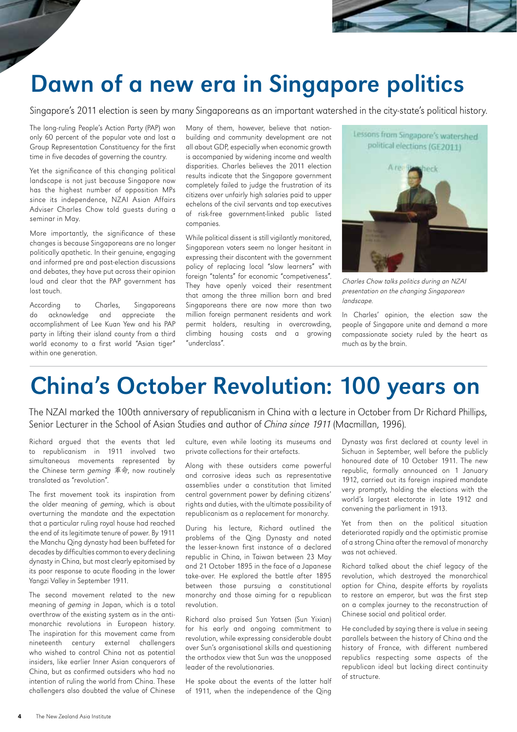# Dawn of a new era in Singapore politics

Singapore's 2011 election is seen by many Singaporeans as an important watershed in the city-state's political history.

The long-ruling People's Action Party (PAP) won only 60 percent of the popular vote and lost a Group Representation Constituency for the first time in five decades of governing the country.

Yet the significance of this changing political landscape is not just because Singapore now has the highest number of opposition MPs since its independence, NZAI Asian Affairs Adviser Charles Chow told guests during a seminar in May.

More importantly, the significance of these changes is because Singaporeans are no longer politically apathetic. In their genuine, engaging and informed pre and post-election discussions and debates, they have put across their opinion loud and clear that the PAP government has lost touch.

According to Charles, Singaporeans do acknowledge and appreciate the accomplishment of Lee Kuan Yew and his PAP party in lifting their island county from a third world economy to a first world "Asian tiger" within one generation.

Many of them, however, believe that nation-building and community development are not all about GDP, especially when economic growth is accompanied by widening income and wealth disparities. Charles believes the 2011 election results indicate that the Singapore government completely failed to judge the frustration of its citizens over unfairly high salaries paid to upper echelons of the civil servants and top executives of risk-free government-linked public listed companies.

While political dissent is still vigilantly monitored, Singaporean voters seem no longer hesitant in expressing their discontent with the government policy of replacing local "slow learners" with foreign "talents" for economic "competiveness". They have openly voiced their resentment that among the three million born and bred Singaporeans there are now more than two million foreign permanent residents and work permit holders, resulting in overcrowding, climbing housing costs and a growing "underclass".

*Charles Chow talks politics during an NZAI presentation on the changing Singaporean landscape.*

In Charles' opinion, the election saw the people of Singapore unite and demand a more compassionate society ruled by the heart as much as by the brain.

# China's October Revolution: 100 years on

The NZAI marked the 100th anniversary of republicanism in China with a lecture in October from Dr Richard Phillips, Senior Lecturer in the School of Asian Studies and author of *China since 1911* (Macmillan, 1996).

Richard argued that the events that led to republicanism in 1911 involved two simultaneous movements represented by the Chinese term *geming* 革命, now routinely translated as "revolution".

The first movement took its inspiration from the older meaning of *geming*, which is about overturning the mandate and the expectation that a particular ruling royal house had reached the end of its legitimate tenure of power. By 1911 the Manchu Qing dynasty had been buffeted for decades by difficulties common to every declining dynasty in China, but most clearly epitomised by its poor response to acute flooding in the lower Yangzi Valley in September 1911.

The second movement related to the new meaning of *geming* in Japan, which is a total overthrow of the existing system as in the anti-monarchic revolutions in European history. The inspiration for this movement came from nineteenth century external challengers who wished to control China not as potential insiders, like earlier Inner Asian conquerors of China, but as confirmed outsiders who had no intention of ruling the world from China. These challengers also doubted the value of Chinese culture, even while looting its museums and private collections for their artefacts.

Along with these outsiders came powerful and corrosive ideas such as representative assemblies under a constitution that limited central government power by defining citizens' rights and duties, with the ultimate possibility of republicanism as a replacement for monarchy.

During his lecture, Richard outlined the problems of the Qing Dynasty and noted the lesser-known first instance of a declared republic in China, in Taiwan between 23 May and 21 October 1895 in the face of a Japanese take-over. He explored the battle after 1895 between those pursuing a constitutional monarchy and those aiming for a republican revolution.

Richard also praised Sun Yatsen (Sun Yixian) for his early and ongoing commitment to revolution, while expressing considerable doubt over Sun's organisational skills and questioning the orthodox view that Sun was the unopposed leader of the revolutionaries.

He spoke about the events of the latter half of 1911, when the independence of the Qing Dynasty was first declared at county level in Sichuan in September, well before the publicly honoured date of 10 October 1911. The new republic, formally announced on 1 January 1912, carried out its foreign inspired mandate very promptly, holding the elections with the world's largest electorate in late 1912 and convening the parliament in 1913.

Yet from then on the political situation deteriorated rapidly and the optimistic promise of a strong China after the removal of monarchy was not achieved.

Richard talked about the chief legacy of the revolution, which destroyed the monarchical option for China, despite efforts by royalists to restore an emperor, but was the first step on a complex journey to the reconstruction of Chinese social and political order.

He concluded by saying there is value in seeing parallels between the history of China and the history of France, with different numbered republics respecting some aspects of the republican ideal but lacking direct continuity of structure.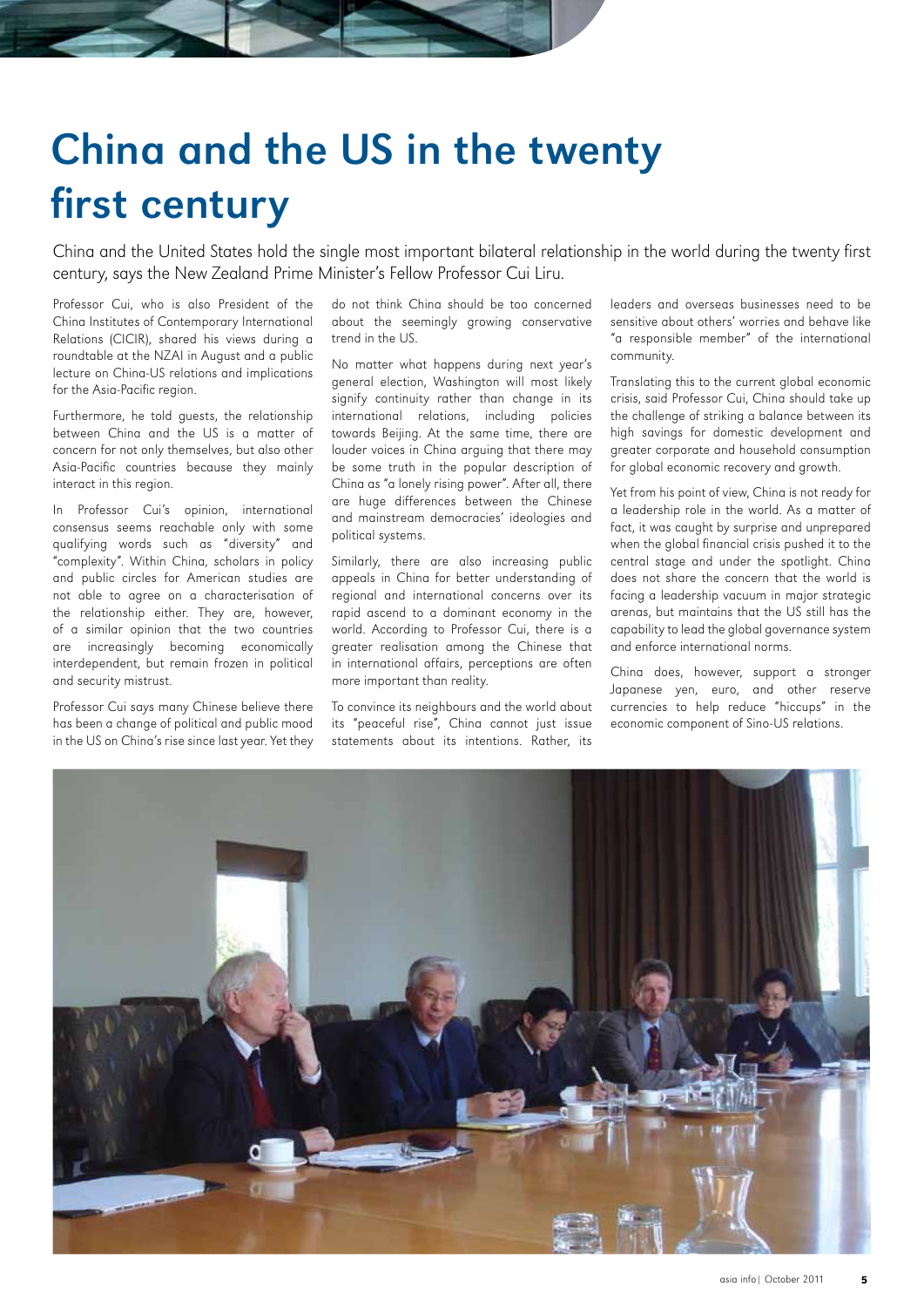# China and the US in the twenty first century

China and the United States hold the single most important bilateral relationship in the world during the twenty first century, says the New Zealand Prime Minister's Fellow Professor Cui Liru.

Professor Cui, who is also President of the China Institutes of Contemporary International Relations (CICIR), shared his views during a roundtable at the NZAI in August and a public lecture on China-US relations and implications for the Asia-Pacific region.

Furthermore, he told guests, the relationship between China and the US is a matter of concern for not only themselves, but also other Asia-Pacific countries because they mainly interact in this region.

In Professor Cui's opinion, international consensus seems reachable only with some qualifying words such as "diversity" and "complexity". Within China, scholars in policy and public circles for American studies are not able to agree on a characterisation of the relationship either. They are, however, of a similar opinion that the two countries are increasingly becoming economically interdependent, but remain frozen in political and security mistrust.

Professor Cui says many Chinese believe there has been a change of political and public mood in the US on China's rise since last year. Yet they do not think China should be too concerned about the seemingly growing conservative trend in the US.

No matter what happens during next year's general election, Washington will most likely signify continuity rather than change in its international relations, including policies towards Beijing. At the same time, there are louder voices in China arguing that there may be some truth in the popular description of China as "a lonely rising power". After all, there are huge differences between the Chinese and mainstream democracies' ideologies and political systems.

Similarly, there are also increasing public appeals in China for better understanding of regional and international concerns over its rapid ascend to a dominant economy in the world. According to Professor Cui, there is a greater realisation among the Chinese that in international affairs, perceptions are often more important than reality.

To convince its neighbours and the world about its "peaceful rise", China cannot just issue statements about its intentions. Rather, its leaders and overseas businesses need to be sensitive about others' worries and behave like "a responsible member" of the international community.

Translating this to the current global economic crisis, said Professor Cui, China should take up the challenge of striking a balance between its high savings for domestic development and greater corporate and household consumption for global economic recovery and growth.

Yet from his point of view, China is not ready for a leadership role in the world. As a matter of fact, it was caught by surprise and unprepared when the global financial crisis pushed it to the central stage and under the spotlight. China does not share the concern that the world is facing a leadership vacuum in major strategic arenas, but maintains that the US still has the capability to lead the global governance system and enforce international norms.

China does, however, support a stronger Japanese yen, euro, and other reserve currencies to help reduce "hiccups" in the economic component of Sino-US relations.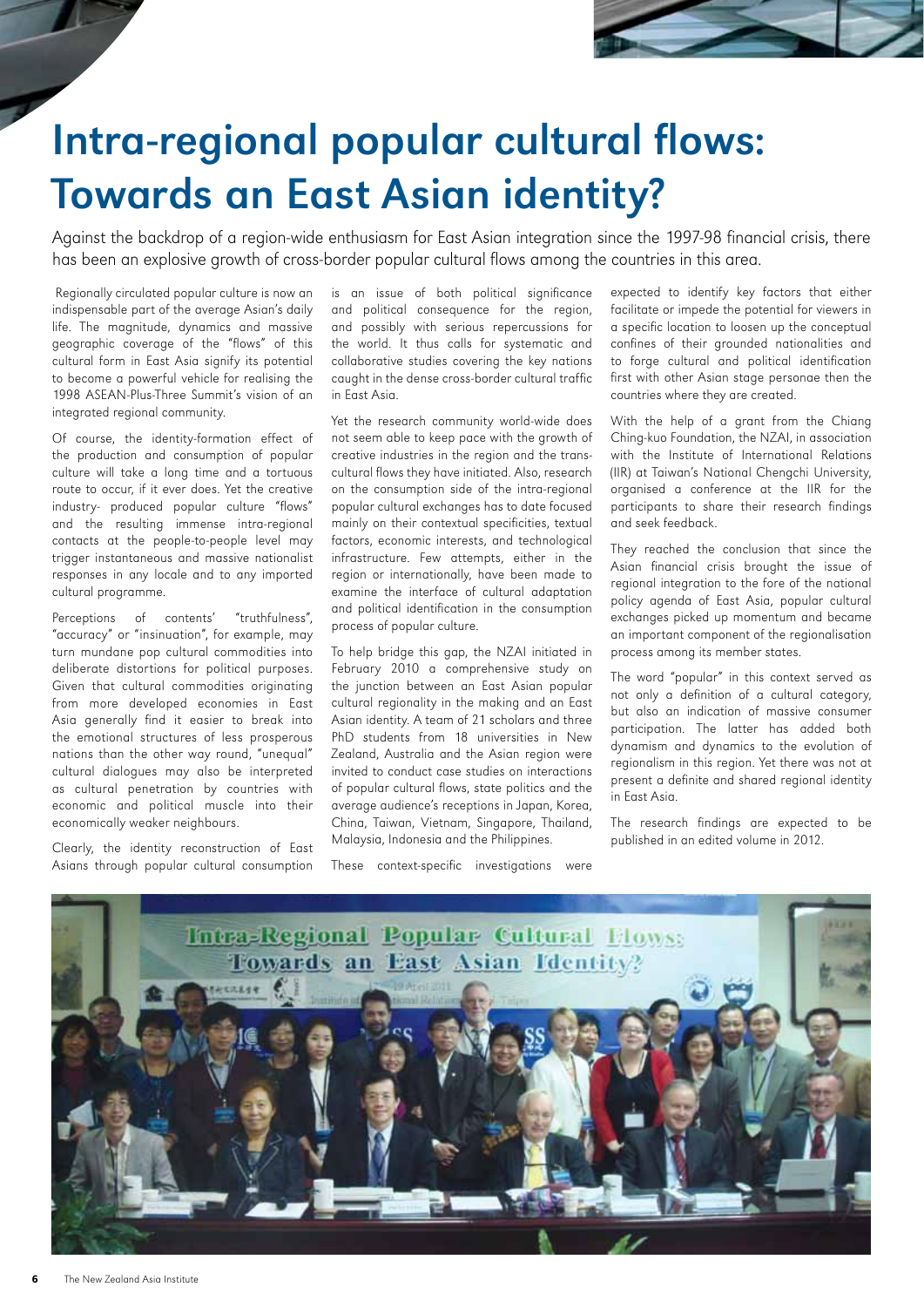# Intra-regional popular cultural flows: Towards an East Asian identity?

Against the backdrop of a region-wide enthusiasm for East Asian integration since the 1997-98 financial crisis, there has been an explosive growth of cross-border popular cultural flows among the countries in this area.

Regionally circulated popular culture is now an indispensable part of the average Asian's daily life. The magnitude, dynamics and massive geographic coverage of the "flows" of this cultural form in East Asia signify its potential to become a powerful vehicle for realising the 1998 ASEAN-Plus-Three Summit's vision of an integrated regional community.

Of course, the identity-formation effect of the production and consumption of popular culture will take a long time and a tortuous route to occur, if it ever does. Yet the creative industry- produced popular culture "flows" and the resulting immense intra-regional contacts at the people-to-people level may trigger instantaneous and massive nationalist responses in any locale and to any imported cultural programme.

Perceptions of contents' "truthfulness", "accuracy" or "insinuation", for example, may turn mundane pop cultural commodities into deliberate distortions for political purposes. Given that cultural commodities originating from more developed economies in East Asia generally find it easier to break into the emotional structures of less prosperous nations than the other way round, "unequal" cultural dialogues may also be interpreted as cultural penetration by countries with economic and political muscle into their economically weaker neighbours.

Clearly, the identity reconstruction of East Asians through popular cultural consumption is an issue of both political significance and political consequence for the region, and possibly with serious repercussions for the world. It thus calls for systematic and collaborative studies covering the key nations caught in the dense cross-border cultural traffic in East Asia.

Yet the research community world-wide does not seem able to keep pace with the growth of creative industries in the region and the trans-cultural flows they have initiated. Also, research on the consumption side of the intra-regional popular cultural exchanges has to date focused mainly on their contextual specificities, textual factors, economic interests, and technological infrastructure. Few attempts, either in the region or internationally, have been made to examine the interface of cultural adaptation and political identification in the consumption process of popular culture.

To help bridge this gap, the NZAI initiated in February 2010 a comprehensive study on the junction between an East Asian popular cultural regionality in the making and an East Asian identity. A team of 21 scholars and three PhD students from 18 universities in New Zealand, Australia and the Asian region were invited to conduct case studies on interactions of popular cultural flows, state politics and the average audience's receptions in Japan, Korea, China, Taiwan, Vietnam, Singapore, Thailand, Malaysia, Indonesia and the Philippines.

These context-specific investigations were expected to identify key factors that either facilitate or impede the potential for viewers in a specific location to loosen up the conceptual confines of their grounded nationalities and to forge cultural and political identification first with other Asian stage personae then the countries where they are created.

With the help of a grant from the Chiang Ching-kuo Foundation, the NZAI, in association with the Institute of International Relations (IIR) at Taiwan's National Chengchi University, organised a conference at the IIR for the participants to share their research findings and seek feedback.

They reached the conclusion that since the Asian financial crisis brought the issue of regional integration to the fore of the national policy agenda of East Asia, popular cultural exchanges picked up momentum and became an important component of the regionalisation process among its member states.

The word "popular" in this context served as not only a definition of a cultural category, but also an indication of massive consumer participation. The latter has added both dynamism and dynamics to the evolution of regionalism in this region. Yet there was not at present a definite and shared regional identity in East Asia.

The research findings are expected to be published in an edited volume in 2012.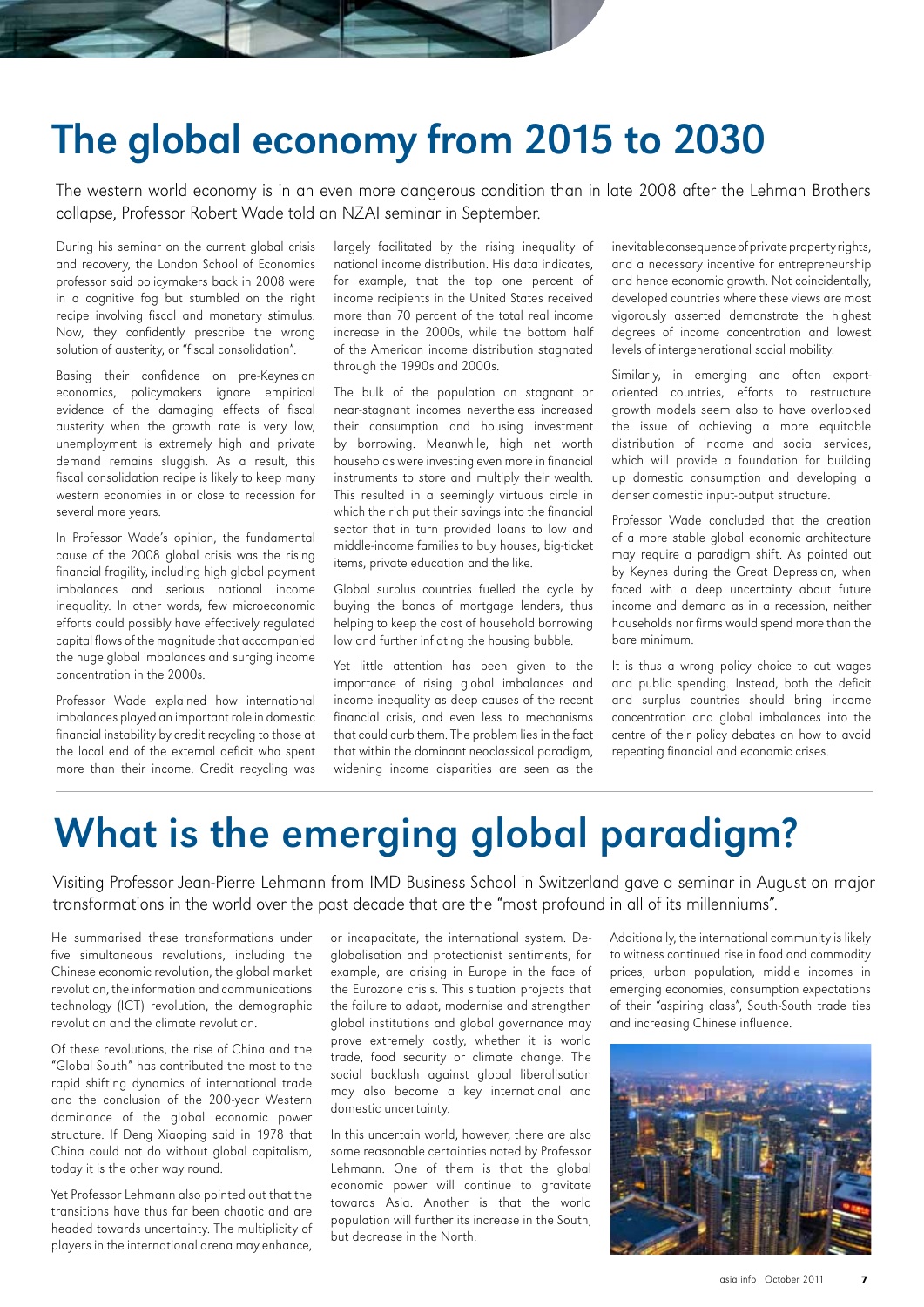# The global economy from 2015 to 2030

The western world economy is in an even more dangerous condition than in late 2008 after the Lehman Brothers collapse, Professor Robert Wade told an NZAI seminar in September.

During his seminar on the current global crisis and recovery, the London School of Economics professor said policymakers back in 2008 were in a cognitive fog but stumbled on the right recipe involving fiscal and monetary stimulus. Now, they confidently prescribe the wrong solution of austerity, or "fiscal consolidation".

Basing their confidence on pre-Keynesian economics, policymakers ignore empirical evidence of the damaging effects of fiscal austerity when the growth rate is very low, unemployment is extremely high and private demand remains sluggish. As a result, this fiscal consolidation recipe is likely to keep many western economies in or close to recession for several more years.

In Professor Wade's opinion, the fundamental cause of the 2008 global crisis was the rising financial fragility, including high global payment imbalances and serious national income inequality. In other words, few microeconomic efforts could possibly have effectively regulated capital flows of the magnitude that accompanied the huge global imbalances and surging income concentration in the 2000s.

Professor Wade explained how international imbalances played an important role in domestic financial instability by credit recycling to those at the local end of the external deficit who spent more than their income. Credit recycling was largely facilitated by the rising inequality of national income distribution. His data indicates, for example, that the top one percent of income recipients in the United States received more than 70 percent of the total real income increase in the 2000s, while the bottom half of the American income distribution stagnated through the 1990s and 2000s.

The bulk of the population on stagnant or near-stagnant incomes nevertheless increased their consumption and housing investment by borrowing. Meanwhile, high net worth households were investing even more in financial instruments to store and multiply their wealth. This resulted in a seemingly virtuous circle in which the rich put their savings into the financial sector that in turn provided loans to low and middle-income families to buy houses, big-ticket items, private education and the like.

Global surplus countries fuelled the cycle by buying the bonds of mortgage lenders, thus helping to keep the cost of household borrowing low and further inflating the housing bubble.

Yet little attention has been given to the importance of rising global imbalances and income inequality as deep causes of the recent financial crisis, and even less to mechanisms that could curb them. The problem lies in the fact that within the dominant neoclassical paradigm, widening income disparities are seen as the inevitable consequence of private property rights, and a necessary incentive for entrepreneurship and hence economic growth. Not coincidentally, developed countries where these views are most vigorously asserted demonstrate the highest degrees of income concentration and lowest levels of intergenerational social mobility.

Similarly, in emerging and often export-oriented countries, efforts to restructure growth models seem also to have overlooked the issue of achieving a more equitable distribution of income and social services, which will provide a foundation for building up domestic consumption and developing a denser domestic input-output structure.

Professor Wade concluded that the creation of a more stable global economic architecture may require a paradigm shift. As pointed out by Keynes during the Great Depression, when faced with a deep uncertainty about future income and demand as in a recession, neither households nor firms would spend more than the bare minimum.

It is thus a wrong policy choice to cut wages and public spending. Instead, both the deficit and surplus countries should bring income concentration and global imbalances into the centre of their policy debates on how to avoid repeating financial and economic crises.

# What is the emerging global paradigm?

Visiting Professor Jean-Pierre Lehmann from IMD Business School in Switzerland gave a seminar in August on major transformations in the world over the past decade that are the "most profound in all of its millenniums".

He summarised these transformations under five simultaneous revolutions, including the Chinese economic revolution, the global market revolution, the information and communications technology (ICT) revolution, the demographic revolution and the climate revolution.

Of these revolutions, the rise of China and the "Global South" has contributed the most to the rapid shifting dynamics of international trade and the conclusion of the 200-year Western dominance of the global economic power structure. If Deng Xiaoping said in 1978 that China could not do without global capitalism, today it is the other way round.

Yet Professor Lehmann also pointed out that the transitions have thus far been chaotic and are headed towards uncertainty. The multiplicity of players in the international arena may enhance, or incapacitate, the international system. De-globalisation and protectionist sentiments, for example, are arising in Europe in the face of the Eurozone crisis. This situation projects that the failure to adapt, modernise and strengthen global institutions and global governance may prove extremely costly, whether it is world trade, food security or climate change. The social backlash against global liberalisation may also become a key international and domestic uncertainty.

In this uncertain world, however, there are also some reasonable certainties noted by Professor Lehmann. One of them is that the global economic power will continue to gravitate towards Asia. Another is that the world population will further its increase in the South, but decrease in the North.

Additionally, the international community is likely to witness continued rise in food and commodity prices, urban population, middle incomes in emerging economies, consumption expectations of their "aspiring class", South-South trade ties and increasing Chinese influence.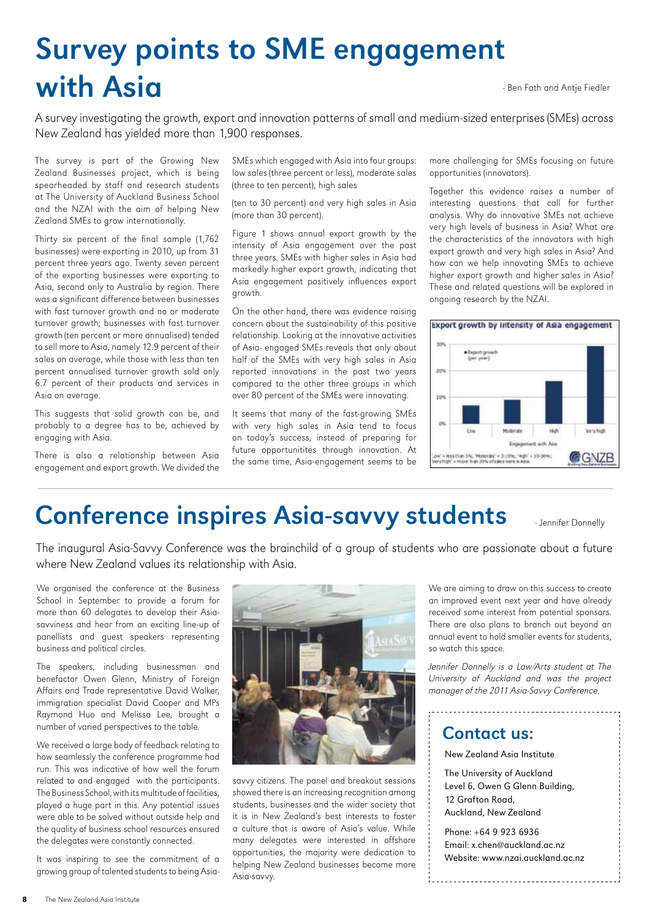# Survey points to SME engagement with Asia

- Ben Fath and Antje Fiedler

A survey investigating the growth, export and innovation patterns of small and medium-sized enterprises (SMEs) across New Zealand has yielded more than 1,900 responses.

The survey is part of the Growing New Zealand Businesses project, which is being spearheaded by staff and research students at The University of Auckland Business School and the NZAI with the aim of helping New Zealand SMEs to grow internationally.

Thirty six percent of the final sample (1,762 businesses) were exporting in 2010, up from 31 percent three years ago. Twenty seven percent of the exporting businesses were exporting to Asia, second only to Australia by region. There was a significant difference between businesses with fast turnover growth and no or moderate turnover growth; businesses with fast turnover growth (ten percent or more annualised) tended to sell more to Asia, namely 12.9 percent of their sales on average, while those with less than ten percent annualised turnover growth sold only 6.7 percent of their products and services in Asia on average.

This suggests that solid growth can be, and probably to a degree has to be, achieved by engaging with Asia.

There is also a relationship between Asia engagement and export growth. We divided the SMEs which engaged with Asia into four groups: low sales (three percent or less), moderate sales (three to ten percent), high sales (ten to 30 percent) and very high sales in Asia (more than 30 percent).

Figure 1 shows annual export growth by the intensity of Asia engagement over the past three years. SMEs with higher sales in Asia had markedly higher export growth, indicating that Asia engagement positively influences export growth.

On the other hand, there was evidence raising concern about the sustainability of this positive relationship. Looking at the innovative activities of Asia- engaged SMEs reveals that only about half of the SMEs with very high sales in Asia reported innovations in the past two years compared to the other three groups in which over 80 percent of the SMEs were innovating.

It seems that many of the fast-growing SMEs with very high sales in Asia tend to focus on today's success, instead of preparing for future opportunitites through innovation. At the same time, Asia-engagement seems to be more challenging for SMEs focusing on future opportunities (innovators).

Together this evidence raises a number of interesting questions that call for further analysis. Why do innovative SMEs not achieve very high levels of business in Asia? What are the characteristics of the innovators with high export growth and very high sales in Asia? And how can we help innovating SMEs to achieve higher export growth and higher sales in Asia? These and related questions will be explored in ongoing research by the NZAI.

**Export growth by intensity of Asia engagement**

30%
20%
10%
0%

Export growth (per year)

Low
Moderate
High
Very high

Engagement with Asia

'Low' = less than 3%; 'Moderate' = 3-10%; 'High' = 10-30%; 'Very high' = more than 30% of sales were in Asia.

GNZB Growing New Zealand Businesses

# Conference inspires Asia-savvy students

- Jennifer Donnelly

The inaugural Asia-Savvy Conference was the brainchild of a group of students who are passionate about a future where New Zealand values its relationship with Asia.

We organised the conference at the Business School in September to provide a forum for more than 60 delegates to develop their Asia-savviness and hear from an exciting line-up of panellists and guest speakers representing business and political circles.

The speakers, including businessman and benefactor Owen Glenn, Ministry of Foreign Affairs and Trade representative David Walker, immigration specialist David Cooper and MPs Raymond Huo and Melissa Lee, brought a number of varied perspectives to the table.

We received a large body of feedback relating to how seamlessly the conference programme had run. This was indicative of how well the forum related to and engaged with the participants. The Business School, with its multitude of facilities, played a huge part in this. Any potential issues were able to be solved without outside help and the quality of business school resources ensured the delegates were constantly connected.

It was inspiring to see the commitment of a growing group of talented students to being Asia-savvy citizens. The panel and breakout sessions showed there is an increasing recognition among students, businesses and the wider society that it is in New Zealand's best interests to foster a culture that is aware of Asia's value. While many delegates were interested in offshore opportunities, the majority were dedication to helping New Zealand businesses become more Asia-savvy.

We are aiming to draw on this success to create an improved event next year and have already received some interest from potential sponsors. There are also plans to branch out beyond an annual event to hold smaller events for students, so watch this space.

*Jennifer Donnelly is a Law/Arts student at The University of Auckland and was the project manager of the 2011 Asia-Savvy Conference.*

## Contact us:

New Zealand Asia Institute

The University of Auckland
Level 6, Owen G Glenn Building,
12 Grafton Road,
Auckland, New Zealand

Phone: +64 9 923 6936
Email: x.chen@auckland.ac.nz
Website: www.nzai.auckland.ac.nz